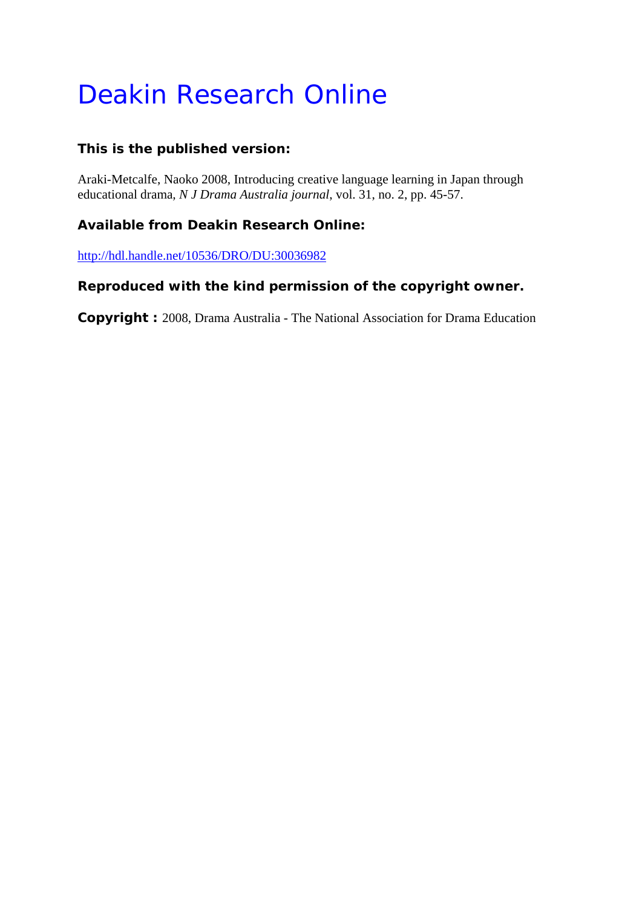# Deakin Research Online

**This is the published version:**

Araki-Metcalfe, Naoko 2008, Introducing creative language learning in Japan through educational drama, *N J Drama Australia journal*, vol. 31, no. 2, pp. 45-57.

**Available from Deakin Research Online:**

http://hdl.handle.net/10536/DRO/DU:30036982

**Reproduced with the kind permission of the copyright owner.**

**Copyright :** 2008, Drama Australia - The National Association for Drama Education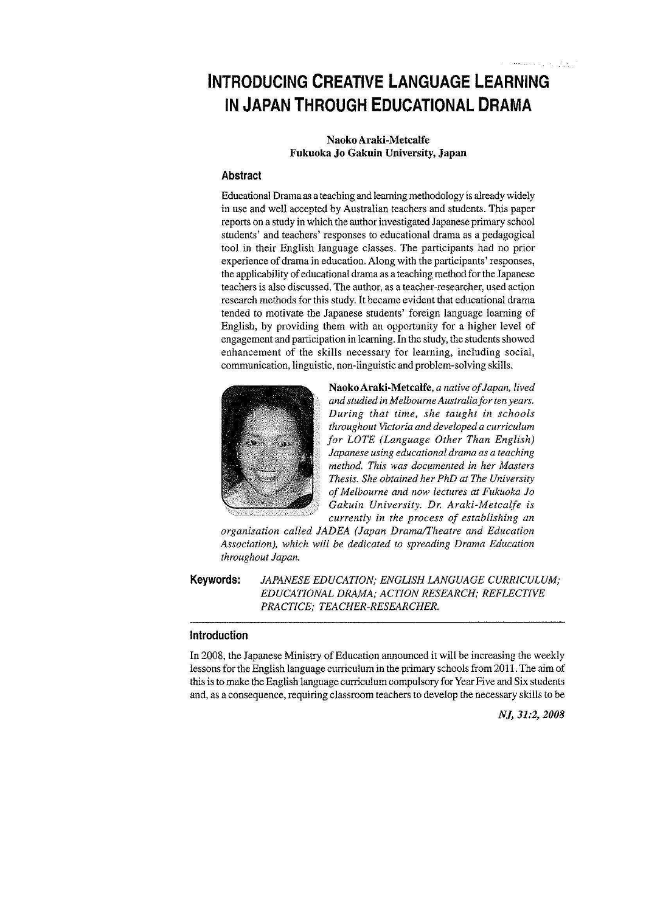# INTRODUCING CREATIVE LANGUAGE LEARNING IN JAPAN THROUGH EDUCATIONAL DRAMA

**Naoko Araki-Metcalfe**
**Fukuoka Jo Gakuin University, Japan**

## Abstract

Educational Drama as a teaching and learning methodology is already widely in use and well accepted by Australian teachers and students. This paper reports on a study in which the author investigated Japanese primary school students' and teachers' responses to educational drama as a pedagogical tool in their English language classes. The participants had no prior experience of drama in education. Along with the participants' responses, the applicability of educational drama as a teaching method for the Japanese teachers is also discussed. The author, as a teacher-researcher, used action research methods for this study. It became evident that educational drama tended to motivate the Japanese students' foreign language learning of English, by providing them with an opportunity for a higher level of engagement and participation in learning. In the study, the students showed enhancement of the skills necessary for learning, including social, communication, linguistic, non-linguistic and problem-solving skills.

**Naoko Araki-Metcalfe**, *a native of Japan, lived and studied in Melbourne Australia for ten years. During that time, she taught in schools throughout Victoria and developed a curriculum for LOTE (Language Other Than English) Japanese using educational drama as a teaching method. This was documented in her Masters Thesis. She obtained her PhD at The University of Melbourne and now lectures at Fukuoka Jo Gakuin University. Dr. Araki-Metcalfe is currently in the process of establishing an organisation called JADEA (Japan Drama/Theatre and Education Association), which will be dedicated to spreading Drama Education throughout Japan.*

**Keywords:** *JAPANESE EDUCATION; ENGLISH LANGUAGE CURRICULUM; EDUCATIONAL DRAMA; ACTION RESEARCH; REFLECTIVE PRACTICE; TEACHER-RESEARCHER.*

## Introduction

In 2008, the Japanese Ministry of Education announced it will be increasing the weekly lessons for the English language curriculum in the primary schools from 2011. The aim of this is to make the English language curriculum compulsory for Year Five and Six students and, as a consequence, requiring classroom teachers to develop the necessary skills to be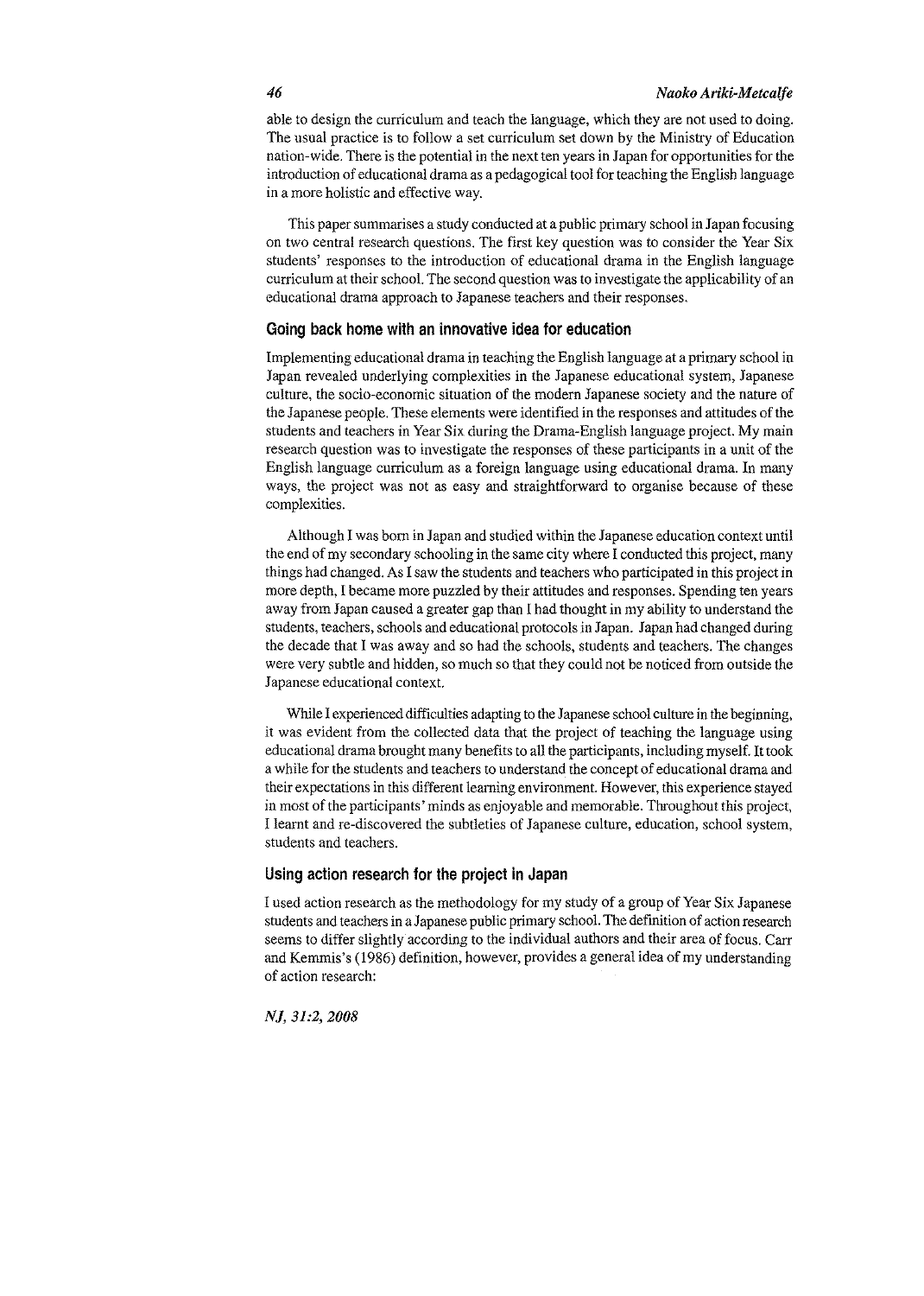able to design the curriculum and teach the language, which they are not used to doing. The usual practice is to follow a set curriculum set down by the Ministry of Education nation-wide. There is the potential in the next ten years in Japan for opportunities for the introduction of educational drama as a pedagogical tool for teaching the English language in a more holistic and effective way.

This paper summarises a study conducted at a public primary school in Japan focusing on two central research questions. The first key question was to consider the Year Six students' responses to the introduction of educational drama in the English language curriculum at their school. The second question was to investigate the applicability of an educational drama approach to Japanese teachers and their responses.

## Going back home with an innovative idea for education

Implementing educational drama in teaching the English language at a primary school in Japan revealed underlying complexities in the Japanese educational system, Japanese culture, the socio-economic situation of the modern Japanese society and the nature of the Japanese people. These elements were identified in the responses and attitudes of the students and teachers in Year Six during the Drama-English language project. My main research question was to investigate the responses of these participants in a unit of the English language curriculum as a foreign language using educational drama. In many ways, the project was not as easy and straightforward to organise because of these complexities.

Although I was born in Japan and studied within the Japanese education context until the end of my secondary schooling in the same city where I conducted this project, many things had changed. As I saw the students and teachers who participated in this project in more depth, I became more puzzled by their attitudes and responses. Spending ten years away from Japan caused a greater gap than I had thought in my ability to understand the students, teachers, schools and educational protocols in Japan. Japan had changed during the decade that I was away and so had the schools, students and teachers. The changes were very subtle and hidden, so much so that they could not be noticed from outside the Japanese educational context.

While I experienced difficulties adapting to the Japanese school culture in the beginning, it was evident from the collected data that the project of teaching the language using educational drama brought many benefits to all the participants, including myself. It took a while for the students and teachers to understand the concept of educational drama and their expectations in this different learning environment. However, this experience stayed in most of the participants' minds as enjoyable and memorable. Throughout this project, I learnt and re-discovered the subtleties of Japanese culture, education, school system, students and teachers.

## Using action research for the project in Japan

I used action research as the methodology for my study of a group of Year Six Japanese students and teachers in a Japanese public primary school. The definition of action research seems to differ slightly according to the individual authors and their area of focus. Carr and Kemmis's (1986) definition, however, provides a general idea of my understanding of action research: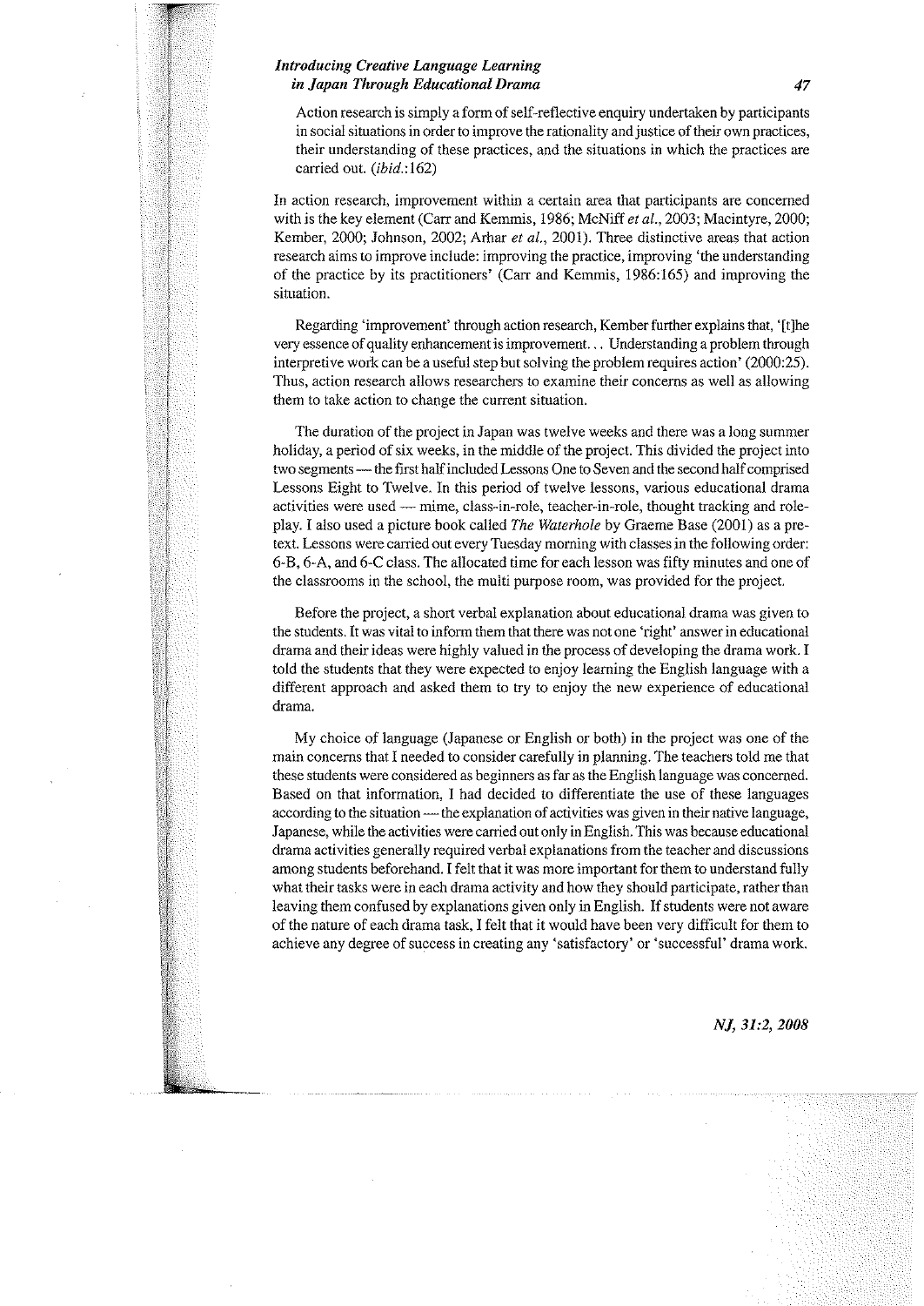> Action research is simply a form of self-reflective enquiry undertaken by participants in social situations in order to improve the rationality and justice of their own practices, their understanding of these practices, and the situations in which the practices are carried out. (*ibid.*:162)

In action research, improvement within a certain area that participants are concerned with is the key element (Carr and Kemmis, 1986; McNiff *et al.*, 2003; Macintyre, 2000; Kember, 2000; Johnson, 2002; Arhar *et al.*, 2001). Three distinctive areas that action research aims to improve include: improving the practice, improving 'the understanding of the practice by its practitioners' (Carr and Kemmis, 1986:165) and improving the situation.

Regarding 'improvement' through action research, Kember further explains that, '[t]he very essence of quality enhancement is improvement… Understanding a problem through interpretive work can be a useful step but solving the problem requires action' (2000:25). Thus, action research allows researchers to examine their concerns as well as allowing them to take action to change the current situation.

The duration of the project in Japan was twelve weeks and there was a long summer holiday, a period of six weeks, in the middle of the project. This divided the project into two segments — the first half included Lessons One to Seven and the second half comprised Lessons Eight to Twelve. In this period of twelve lessons, various educational drama activities were used — mime, class-in-role, teacher-in-role, thought tracking and role-play. I also used a picture book called *The Waterhole* by Graeme Base (2001) as a pre-text. Lessons were carried out every Tuesday morning with classes in the following order: 6-B, 6-A, and 6-C class. The allocated time for each lesson was fifty minutes and one of the classrooms in the school, the multi purpose room, was provided for the project.

Before the project, a short verbal explanation about educational drama was given to the students. It was vital to inform them that there was not one 'right' answer in educational drama and their ideas were highly valued in the process of developing the drama work. I told the students that they were expected to enjoy learning the English language with a different approach and asked them to try to enjoy the new experience of educational drama.

My choice of language (Japanese or English or both) in the project was one of the main concerns that I needed to consider carefully in planning. The teachers told me that these students were considered as beginners as far as the English language was concerned. Based on that information, I had decided to differentiate the use of these languages according to the situation — the explanation of activities was given in their native language, Japanese, while the activities were carried out only in English. This was because educational drama activities generally required verbal explanations from the teacher and discussions among students beforehand. I felt that it was more important for them to understand fully what their tasks were in each drama activity and how they should participate, rather than leaving them confused by explanations given only in English. If students were not aware of the nature of each drama task, I felt that it would have been very difficult for them to achieve any degree of success in creating any 'satisfactory' or 'successful' drama work.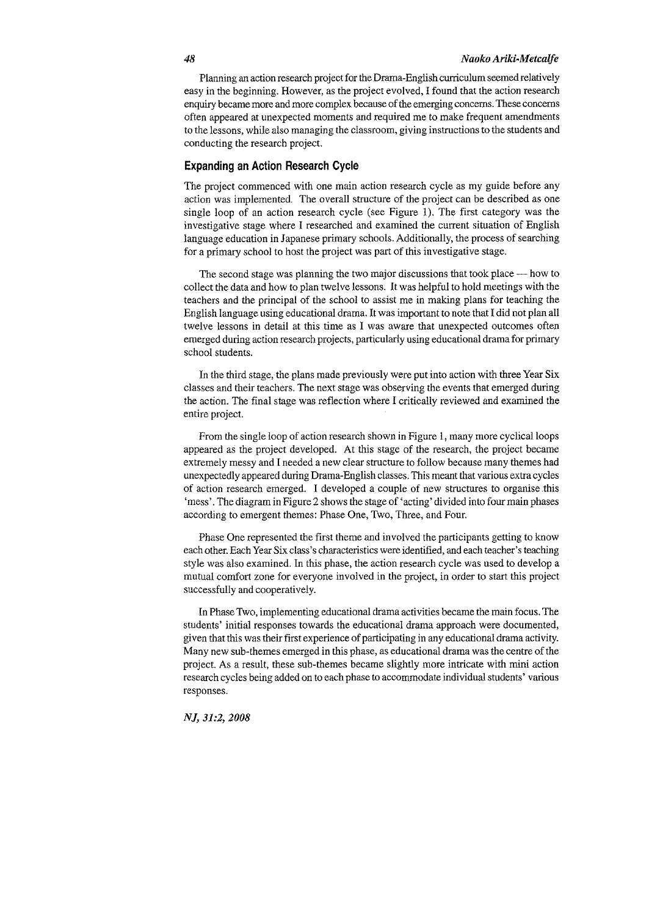Planning an action research project for the Drama-English curriculum seemed relatively easy in the beginning. However, as the project evolved, I found that the action research enquiry became more and more complex because of the emerging concerns. These concerns often appeared at unexpected moments and required me to make frequent amendments to the lessons, while also managing the classroom, giving instructions to the students and conducting the research project.

## Expanding an Action Research Cycle

The project commenced with one main action research cycle as my guide before any action was implemented. The overall structure of the project can be described as one single loop of an action research cycle (see Figure 1). The first category was the investigative stage where I researched and examined the current situation of English language education in Japanese primary schools. Additionally, the process of searching for a primary school to host the project was part of this investigative stage.

The second stage was planning the two major discussions that took place — how to collect the data and how to plan twelve lessons. It was helpful to hold meetings with the teachers and the principal of the school to assist me in making plans for teaching the English language using educational drama. It was important to note that I did not plan all twelve lessons in detail at this time as I was aware that unexpected outcomes often emerged during action research projects, particularly using educational drama for primary school students.

In the third stage, the plans made previously were put into action with three Year Six classes and their teachers. The next stage was observing the events that emerged during the action. The final stage was reflection where I critically reviewed and examined the entire project.

From the single loop of action research shown in Figure 1, many more cyclical loops appeared as the project developed. At this stage of the research, the project became extremely messy and I needed a new clear structure to follow because many themes had unexpectedly appeared during Drama-English classes. This meant that various extra cycles of action research emerged. I developed a couple of new structures to organise this 'mess'. The diagram in Figure 2 shows the stage of 'acting' divided into four main phases according to emergent themes: Phase One, Two, Three, and Four.

Phase One represented the first theme and involved the participants getting to know each other. Each Year Six class's characteristics were identified, and each teacher's teaching style was also examined. In this phase, the action research cycle was used to develop a mutual comfort zone for everyone involved in the project, in order to start this project successfully and cooperatively.

In Phase Two, implementing educational drama activities became the main focus. The students' initial responses towards the educational drama approach were documented, given that this was their first experience of participating in any educational drama activity. Many new sub-themes emerged in this phase, as educational drama was the centre of the project. As a result, these sub-themes became slightly more intricate with mini action research cycles being added on to each phase to accommodate individual students' various responses.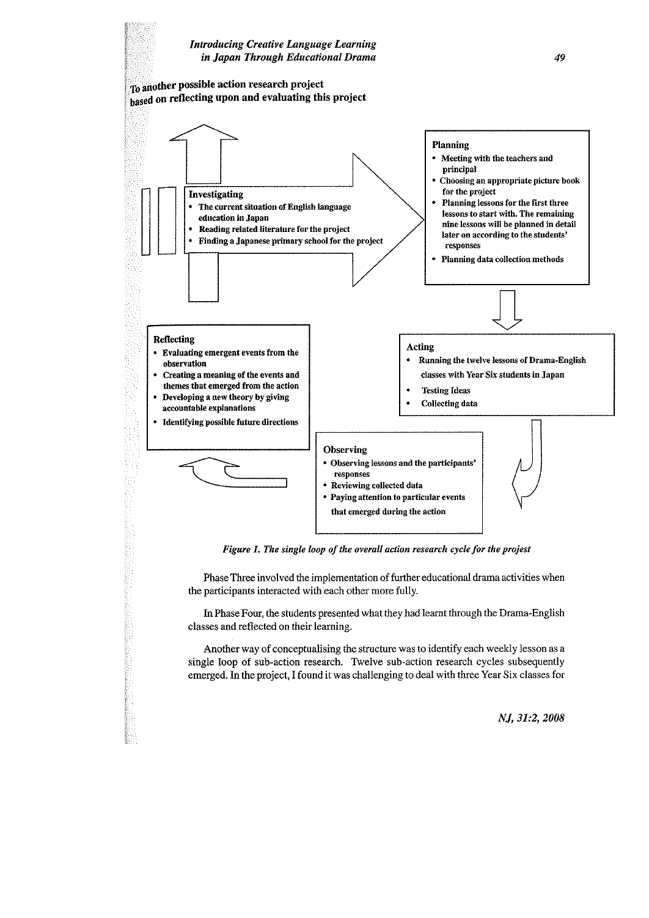To another possible action research project based on reflecting upon and evaluating this project

**Investigating**
- The current situation of English language education in Japan
- Reading related literature for the project
- Finding a Japanese primary school for the project

**Planning**
- Meeting with the teachers and principal
- Choosing an appropriate picture book for the project
- Planning lessons for the first three lessons to start with. The remaining nine lessons will be planned in detail later on according to the students' responses
- Planning data collection methods

**Acting**
- Running the twelve lessons of Drama-English classes with Year Six students in Japan
- Testing Ideas
- Collecting data

**Observing**
- Observing lessons and the participants' responses
- Reviewing collected data
- Paying attention to particular events that emerged during the action

**Reflecting**
- Evaluating emergent events from the observation
- Creating a meaning of the events and themes that emerged from the action
- Developing a new theory by giving accountable explanations
- Identifying possible future directions

*Figure 1. The single loop of the overall action research cycle for the projest*

Phase Three involved the implementation of further educational drama activities when the participants interacted with each other more fully.

In Phase Four, the students presented what they had learnt through the Drama-English classes and reflected on their learning.

Another way of conceptualising the structure was to identify each weekly lesson as a single loop of sub-action research. Twelve sub-action research cycles subsequently emerged. In the project, I found it was challenging to deal with three Year Six classes for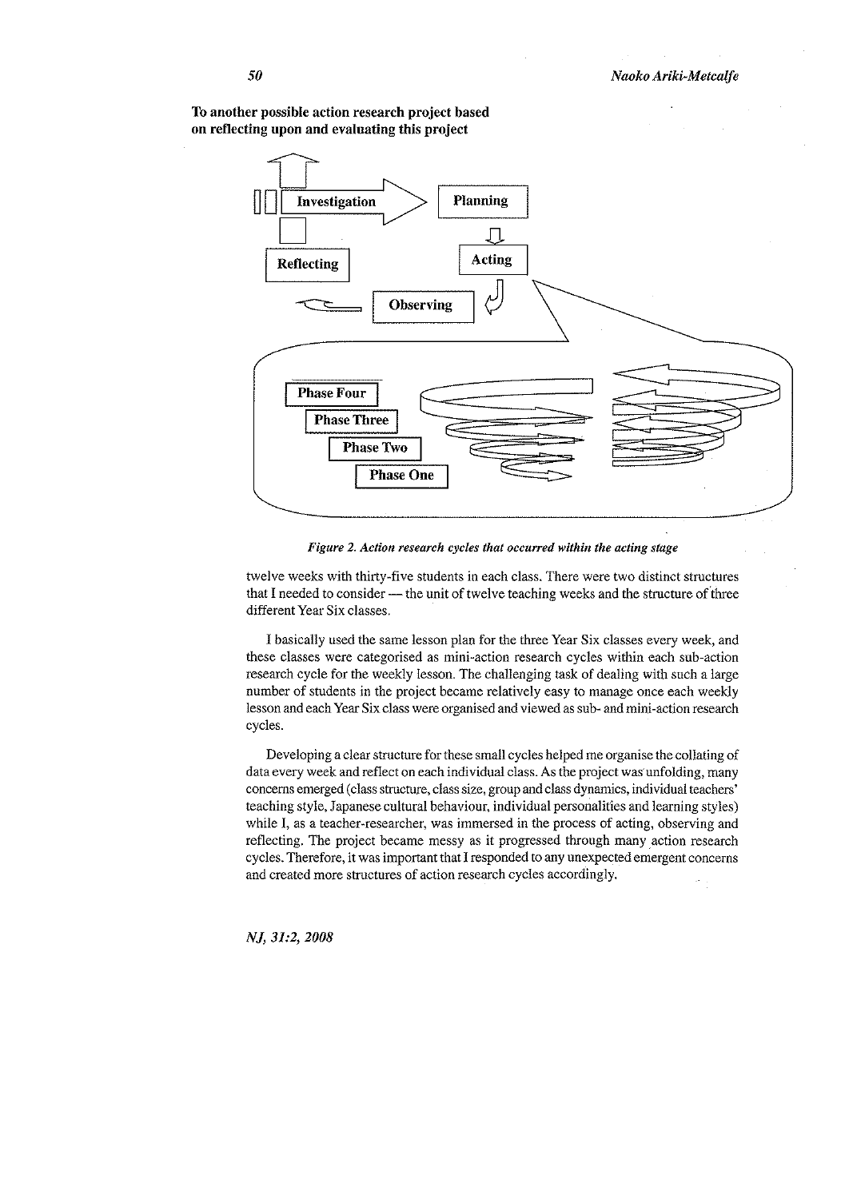**To another possible action research project based on reflecting upon and evaluating this project**

Investigation → Planning → Acting → Observing → Reflecting

Phase Four

Phase Three

Phase Two

Phase One

*Figure 2. Action research cycles that occurred within the acting stage*

twelve weeks with thirty-five students in each class. There were two distinct structures that I needed to consider — the unit of twelve teaching weeks and the structure of three different Year Six classes.

I basically used the same lesson plan for the three Year Six classes every week, and these classes were categorised as mini-action research cycles within each sub-action research cycle for the weekly lesson. The challenging task of dealing with such a large number of students in the project became relatively easy to manage once each weekly lesson and each Year Six class were organised and viewed as sub- and mini-action research cycles.

Developing a clear structure for these small cycles helped me organise the collating of data every week and reflect on each individual class. As the project was unfolding, many concerns emerged (class structure, class size, group and class dynamics, individual teachers' teaching style, Japanese cultural behaviour, individual personalities and learning styles) while I, as a teacher-researcher, was immersed in the process of acting, observing and reflecting. The project became messy as it progressed through many action research cycles. Therefore, it was important that I responded to any unexpected emergent concerns and created more structures of action research cycles accordingly.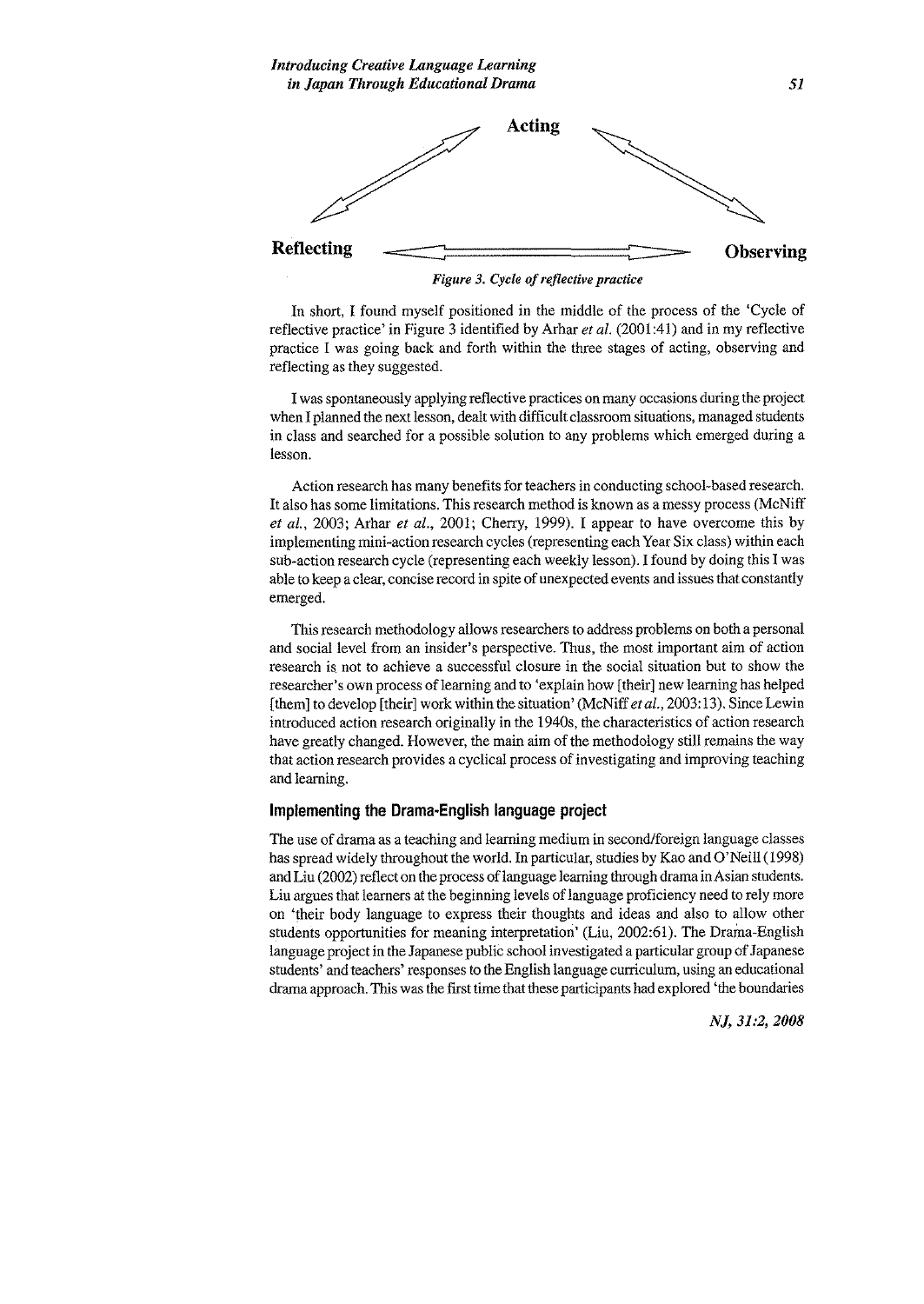Acting

Reflecting ⟷ Observing

*Figure 3. Cycle of reflective practice*

In short, I found myself positioned in the middle of the process of the 'Cycle of reflective practice' in Figure 3 identified by Arhar *et al.* (2001:41) and in my reflective practice I was going back and forth within the three stages of acting, observing and reflecting as they suggested.

I was spontaneously applying reflective practices on many occasions during the project when I planned the next lesson, dealt with difficult classroom situations, managed students in class and searched for a possible solution to any problems which emerged during a lesson.

Action research has many benefits for teachers in conducting school-based research. It also has some limitations. This research method is known as a messy process (McNiff *et al.*, 2003; Arhar *et al.*, 2001; Cherry, 1999). I appear to have overcome this by implementing mini-action research cycles (representing each Year Six class) within each sub-action research cycle (representing each weekly lesson). I found by doing this I was able to keep a clear, concise record in spite of unexpected events and issues that constantly emerged.

This research methodology allows researchers to address problems on both a personal and social level from an insider's perspective. Thus, the most important aim of action research is not to achieve a successful closure in the social situation but to show the researcher's own process of learning and to 'explain how [their] new learning has helped [them] to develop [their] work within the situation' (McNiff *et al.*, 2003:13). Since Lewin introduced action research originally in the 1940s, the characteristics of action research have greatly changed. However, the main aim of the methodology still remains the way that action research provides a cyclical process of investigating and improving teaching and learning.

## Implementing the Drama-English language project

The use of drama as a teaching and learning medium in second/foreign language classes has spread widely throughout the world. In particular, studies by Kao and O'Neill (1998) and Liu (2002) reflect on the process of language learning through drama in Asian students. Liu argues that learners at the beginning levels of language proficiency need to rely more on 'their body language to express their thoughts and ideas and also to allow other students opportunities for meaning interpretation' (Liu, 2002:61). The Drama-English language project in the Japanese public school investigated a particular group of Japanese students' and teachers' responses to the English language curriculum, using an educational drama approach. This was the first time that these participants had explored 'the boundaries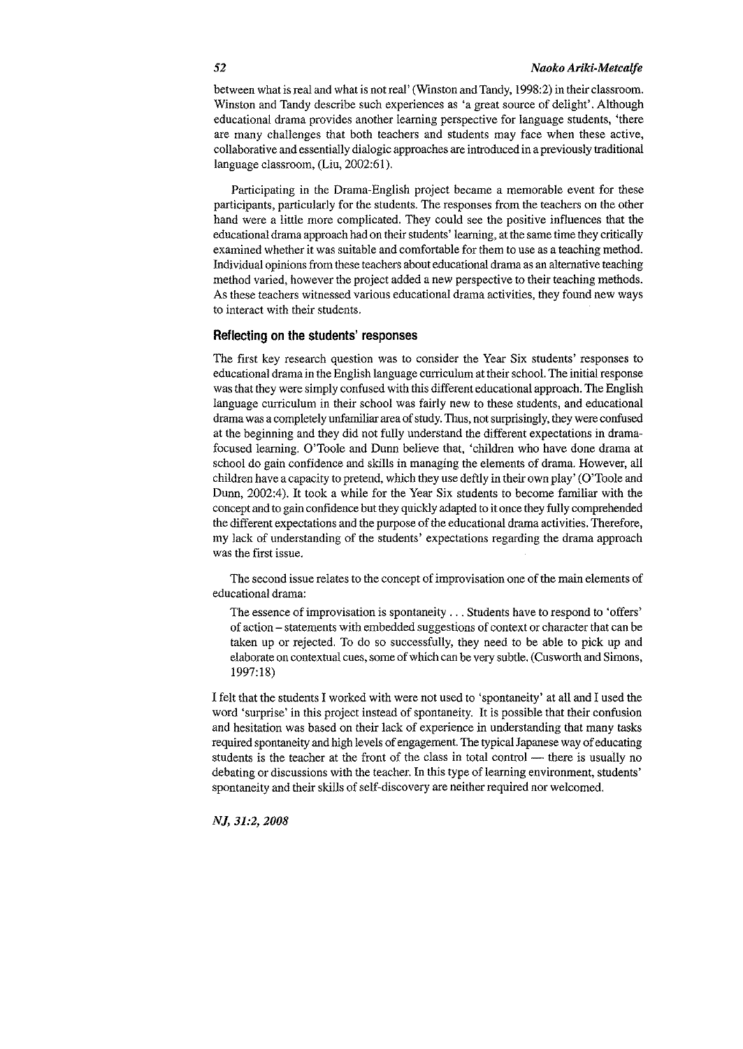between what is real and what is not real' (Winston and Tandy, 1998:2) in their classroom. Winston and Tandy describe such experiences as 'a great source of delight'. Although educational drama provides another learning perspective for language students, 'there are many challenges that both teachers and students may face when these active, collaborative and essentially dialogic approaches are introduced in a previously traditional language classroom, (Liu, 2002:61).

Participating in the Drama-English project became a memorable event for these participants, particularly for the students. The responses from the teachers on the other hand were a little more complicated. They could see the positive influences that the educational drama approach had on their students' learning, at the same time they critically examined whether it was suitable and comfortable for them to use as a teaching method. Individual opinions from these teachers about educational drama as an alternative teaching method varied, however the project added a new perspective to their teaching methods. As these teachers witnessed various educational drama activities, they found new ways to interact with their students.

## Reflecting on the students' responses

The first key research question was to consider the Year Six students' responses to educational drama in the English language curriculum at their school. The initial response was that they were simply confused with this different educational approach. The English language curriculum in their school was fairly new to these students, and educational drama was a completely unfamiliar area of study. Thus, not surprisingly, they were confused at the beginning and they did not fully understand the different expectations in drama-focused learning. O'Toole and Dunn believe that, 'children who have done drama at school do gain confidence and skills in managing the elements of drama. However, all children have a capacity to pretend, which they use deftly in their own play' (O'Toole and Dunn, 2002:4). It took a while for the Year Six students to become familiar with the concept and to gain confidence but they quickly adapted to it once they fully comprehended the different expectations and the purpose of the educational drama activities. Therefore, my lack of understanding of the students' expectations regarding the drama approach was the first issue.

The second issue relates to the concept of improvisation one of the main elements of educational drama:

> The essence of improvisation is spontaneity . . . Students have to respond to 'offers' of action – statements with embedded suggestions of context or character that can be taken up or rejected. To do so successfully, they need to be able to pick up and elaborate on contextual cues, some of which can be very subtle. (Cusworth and Simons, 1997:18)

I felt that the students I worked with were not used to 'spontaneity' at all and I used the word 'surprise' in this project instead of spontaneity. It is possible that their confusion and hesitation was based on their lack of experience in understanding that many tasks required spontaneity and high levels of engagement. The typical Japanese way of educating students is the teacher at the front of the class in total control — there is usually no debating or discussions with the teacher. In this type of learning environment, students' spontaneity and their skills of self-discovery are neither required nor welcomed.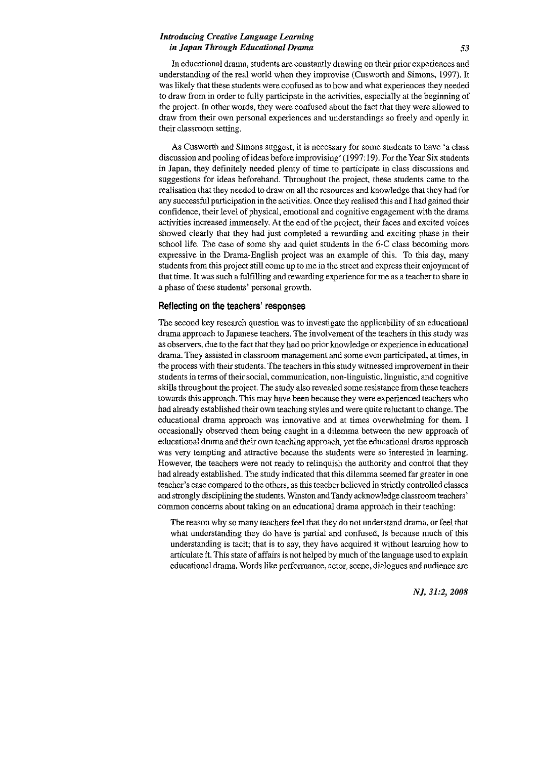In educational drama, students are constantly drawing on their prior experiences and understanding of the real world when they improvise (Cusworth and Simons, 1997). It was likely that these students were confused as to how and what experiences they needed to draw from in order to fully participate in the activities, especially at the beginning of the project. In other words, they were confused about the fact that they were allowed to draw from their own personal experiences and understandings so freely and openly in their classroom setting.

As Cusworth and Simons suggest, it is necessary for some students to have 'a class discussion and pooling of ideas before improvising' (1997:19). For the Year Six students in Japan, they definitely needed plenty of time to participate in class discussions and suggestions for ideas beforehand. Throughout the project, these students came to the realisation that they needed to draw on all the resources and knowledge that they had for any successful participation in the activities. Once they realised this and I had gained their confidence, their level of physical, emotional and cognitive engagement with the drama activities increased immensely. At the end of the project, their faces and excited voices showed clearly that they had just completed a rewarding and exciting phase in their school life. The case of some shy and quiet students in the 6-C class becoming more expressive in the Drama-English project was an example of this. To this day, many students from this project still come up to me in the street and express their enjoyment of that time. It was such a fulfilling and rewarding experience for me as a teacher to share in a phase of these students' personal growth.

## Reflecting on the teachers' responses

The second key research question was to investigate the applicability of an educational drama approach to Japanese teachers. The involvement of the teachers in this study was as observers, due to the fact that they had no prior knowledge or experience in educational drama. They assisted in classroom management and some even participated, at times, in the process with their students. The teachers in this study witnessed improvement in their students in terms of their social, communication, non-linguistic, linguistic, and cognitive skills throughout the project. The study also revealed some resistance from these teachers towards this approach. This may have been because they were experienced teachers who had already established their own teaching styles and were quite reluctant to change. The educational drama approach was innovative and at times overwhelming for them. I occasionally observed them being caught in a dilemma between the new approach of educational drama and their own teaching approach, yet the educational drama approach was very tempting and attractive because the students were so interested in learning. However, the teachers were not ready to relinquish the authority and control that they had already established. The study indicated that this dilemma seemed far greater in one teacher's case compared to the others, as this teacher believed in strictly controlled classes and strongly disciplining the students. Winston and Tandy acknowledge classroom teachers' common concerns about taking on an educational drama approach in their teaching:

> The reason why so many teachers feel that they do not understand drama, or feel that what understanding they do have is partial and confused, is because much of this understanding is tacit; that is to say, they have acquired it without learning how to articulate it. This state of affairs is not helped by much of the language used to explain educational drama. Words like performance, actor, scene, dialogues and audience are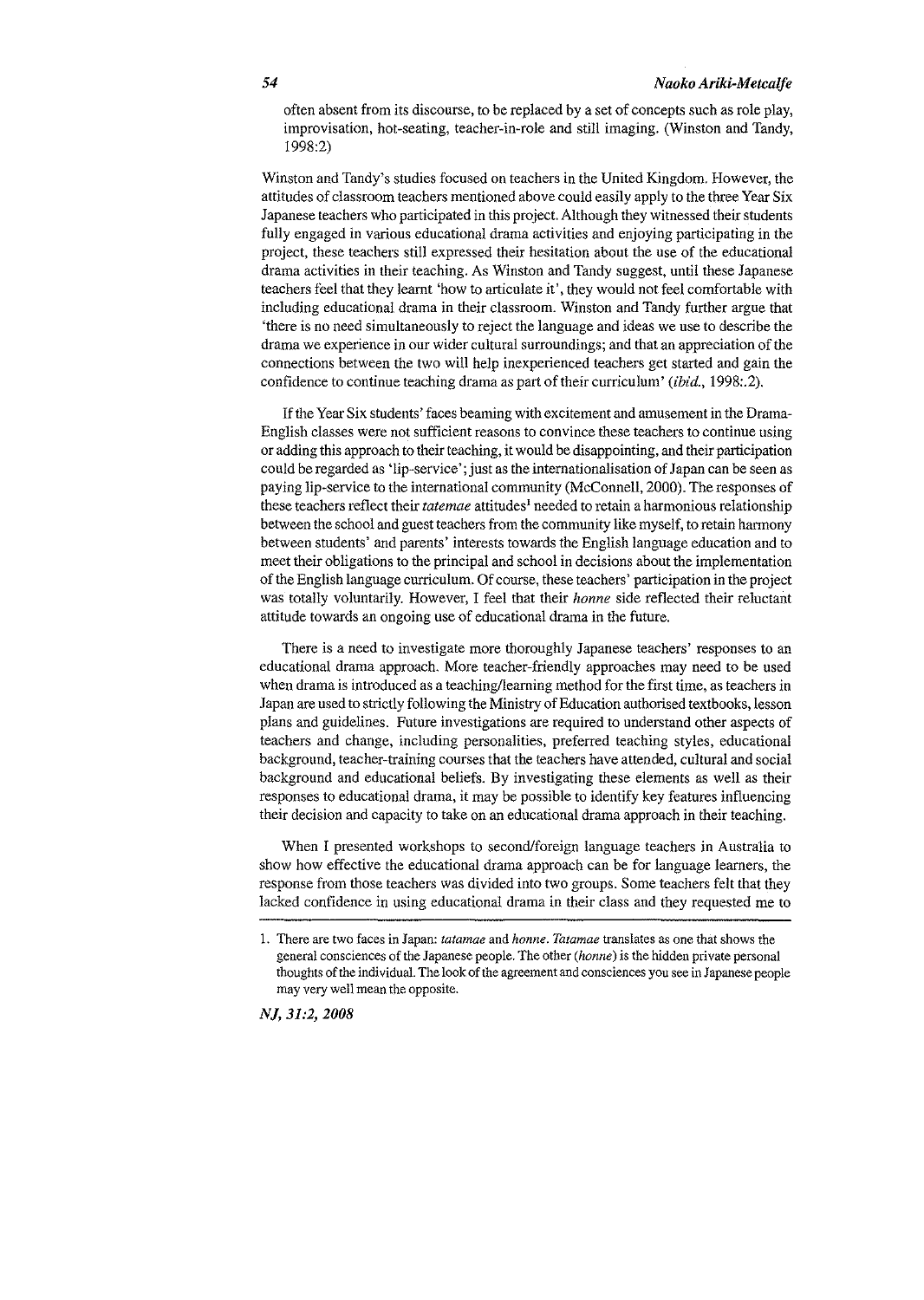often absent from its discourse, to be replaced by a set of concepts such as role play, improvisation, hot-seating, teacher-in-role and still imaging. (Winston and Tandy, 1998:2)

Winston and Tandy's studies focused on teachers in the United Kingdom. However, the attitudes of classroom teachers mentioned above could easily apply to the three Year Six Japanese teachers who participated in this project. Although they witnessed their students fully engaged in various educational drama activities and enjoying participating in the project, these teachers still expressed their hesitation about the use of the educational drama activities in their teaching. As Winston and Tandy suggest, until these Japanese teachers feel that they learnt 'how to articulate it', they would not feel comfortable with including educational drama in their classroom. Winston and Tandy further argue that 'there is no need simultaneously to reject the language and ideas we use to describe the drama we experience in our wider cultural surroundings; and that an appreciation of the connections between the two will help inexperienced teachers get started and gain the confidence to continue teaching drama as part of their curriculum' (*ibid.*, 1998:.2).

If the Year Six students' faces beaming with excitement and amusement in the Drama-English classes were not sufficient reasons to convince these teachers to continue using or adding this approach to their teaching, it would be disappointing, and their participation could be regarded as 'lip-service'; just as the internationalisation of Japan can be seen as paying lip-service to the international community (McConnell, 2000). The responses of these teachers reflect their *tatemae* attitudes[1] needed to retain a harmonious relationship between the school and guest teachers from the community like myself, to retain harmony between students' and parents' interests towards the English language education and to meet their obligations to the principal and school in decisions about the implementation of the English language curriculum. Of course, these teachers' participation in the project was totally voluntarily. However, I feel that their *honne* side reflected their reluctant attitude towards an ongoing use of educational drama in the future.

There is a need to investigate more thoroughly Japanese teachers' responses to an educational drama approach. More teacher-friendly approaches may need to be used when drama is introduced as a teaching/learning method for the first time, as teachers in Japan are used to strictly following the Ministry of Education authorised textbooks, lesson plans and guidelines. Future investigations are required to understand other aspects of teachers and change, including personalities, preferred teaching styles, educational background, teacher-training courses that the teachers have attended, cultural and social background and educational beliefs. By investigating these elements as well as their responses to educational drama, it may be possible to identify key features influencing their decision and capacity to take on an educational drama approach in their teaching.

When I presented workshops to second/foreign language teachers in Australia to show how effective the educational drama approach can be for language learners, the response from those teachers was divided into two groups. Some teachers felt that they lacked confidence in using educational drama in their class and they requested me to

---

1. There are two faces in Japan: *tatamae* and *honne*. *Tatamae* translates as one that shows the general consciences of the Japanese people. The other (*honne*) is the hidden private personal thoughts of the individual. The look of the agreement and consciences you see in Japanese people may very well mean the opposite.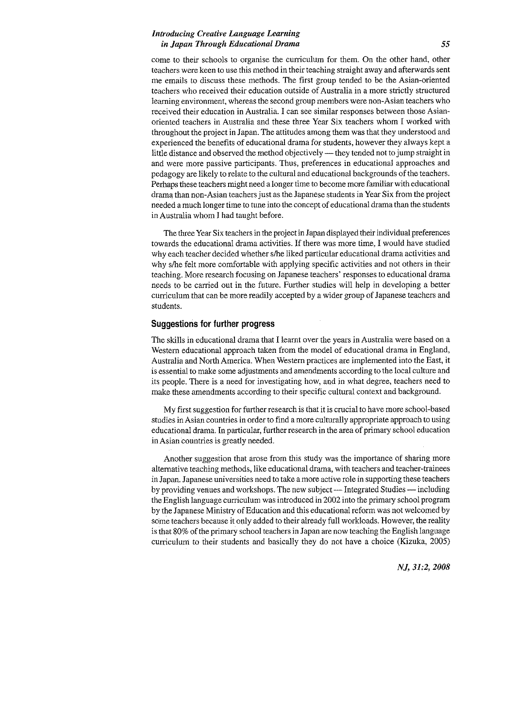come to their schools to organise the curriculum for them. On the other hand, other teachers were keen to use this method in their teaching straight away and afterwards sent me emails to discuss these methods. The first group tended to be the Asian-oriented teachers who received their education outside of Australia in a more strictly structured learning environment, whereas the second group members were non-Asian teachers who received their education in Australia. I can see similar responses between those Asian-oriented teachers in Australia and these three Year Six teachers whom I worked with throughout the project in Japan. The attitudes among them was that they understood and experienced the benefits of educational drama for students, however they always kept a little distance and observed the method objectively — they tended not to jump straight in and were more passive participants. Thus, preferences in educational approaches and pedagogy are likely to relate to the cultural and educational backgrounds of the teachers. Perhaps these teachers might need a longer time to become more familiar with educational drama than non-Asian teachers just as the Japanese students in Year Six from the project needed a much longer time to tune into the concept of educational drama than the students in Australia whom I had taught before.

The three Year Six teachers in the project in Japan displayed their individual preferences towards the educational drama activities. If there was more time, I would have studied why each teacher decided whether s/he liked particular educational drama activities and why s/he felt more comfortable with applying specific activities and not others in their teaching. More research focusing on Japanese teachers' responses to educational drama needs to be carried out in the future. Further studies will help in developing a better curriculum that can be more readily accepted by a wider group of Japanese teachers and students.

## Suggestions for further progress

The skills in educational drama that I learnt over the years in Australia were based on a Western educational approach taken from the model of educational drama in England, Australia and North America. When Western practices are implemented into the East, it is essential to make some adjustments and amendments according to the local culture and its people. There is a need for investigating how, and in what degree, teachers need to make these amendments according to their specific cultural context and background.

My first suggestion for further research is that it is crucial to have more school-based studies in Asian countries in order to find a more culturally appropriate approach to using educational drama. In particular, further research in the area of primary school education in Asian countries is greatly needed.

Another suggestion that arose from this study was the importance of sharing more alternative teaching methods, like educational drama, with teachers and teacher-trainees in Japan. Japanese universities need to take a more active role in supporting these teachers by providing venues and workshops. The new subject — Integrated Studies — including the English language curriculum was introduced in 2002 into the primary school program by the Japanese Ministry of Education and this educational reform was not welcomed by some teachers because it only added to their already full workloads. However, the reality is that 80% of the primary school teachers in Japan are now teaching the English language curriculum to their students and basically they do not have a choice (Kizuka, 2005)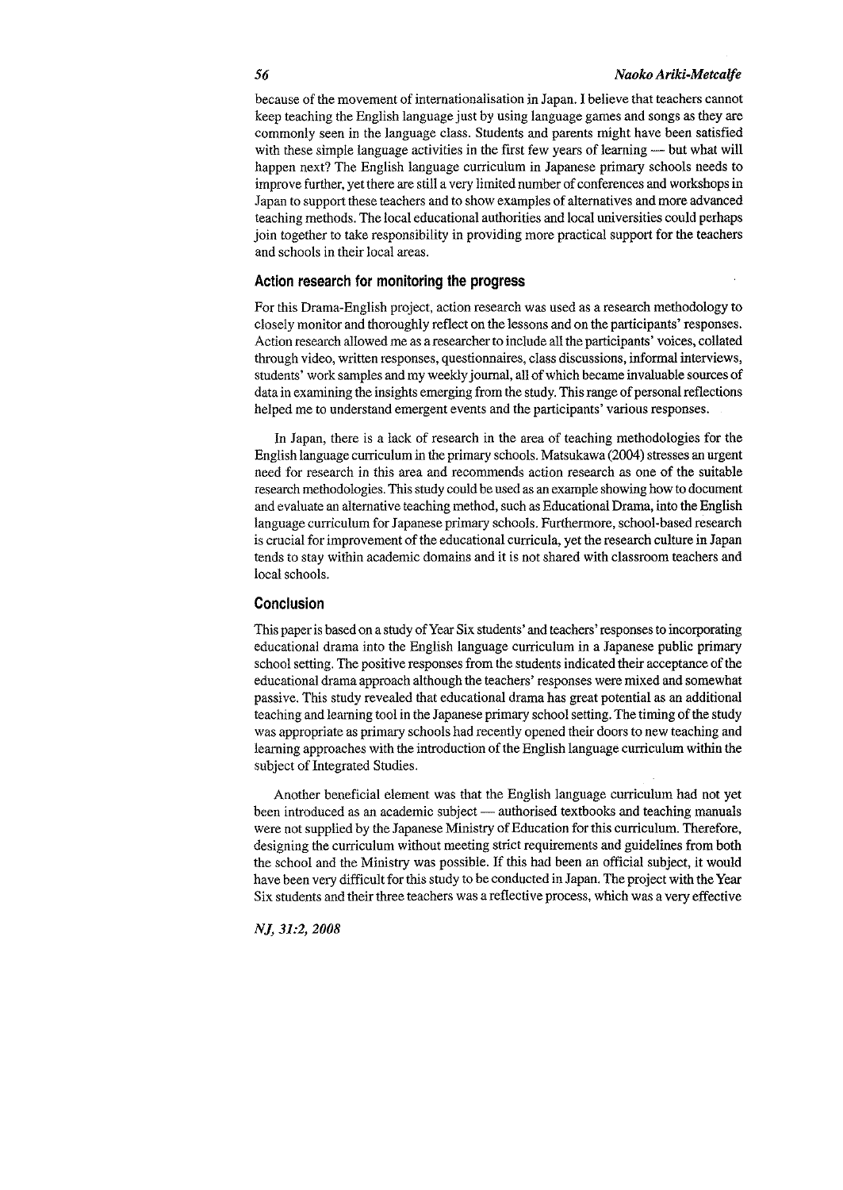because of the movement of internationalisation in Japan. I believe that teachers cannot keep teaching the English language just by using language games and songs as they are commonly seen in the language class. Students and parents might have been satisfied with these simple language activities in the first few years of learning — but what will happen next? The English language curriculum in Japanese primary schools needs to improve further, yet there are still a very limited number of conferences and workshops in Japan to support these teachers and to show examples of alternatives and more advanced teaching methods. The local educational authorities and local universities could perhaps join together to take responsibility in providing more practical support for the teachers and schools in their local areas.

## Action research for monitoring the progress

For this Drama-English project, action research was used as a research methodology to closely monitor and thoroughly reflect on the lessons and on the participants' responses. Action research allowed me as a researcher to include all the participants' voices, collated through video, written responses, questionnaires, class discussions, informal interviews, students' work samples and my weekly journal, all of which became invaluable sources of data in examining the insights emerging from the study. This range of personal reflections helped me to understand emergent events and the participants' various responses.

In Japan, there is a lack of research in the area of teaching methodologies for the English language curriculum in the primary schools. Matsukawa (2004) stresses an urgent need for research in this area and recommends action research as one of the suitable research methodologies. This study could be used as an example showing how to document and evaluate an alternative teaching method, such as Educational Drama, into the English language curriculum for Japanese primary schools. Furthermore, school-based research is crucial for improvement of the educational curricula, yet the research culture in Japan tends to stay within academic domains and it is not shared with classroom teachers and local schools.

## Conclusion

This paper is based on a study of Year Six students' and teachers' responses to incorporating educational drama into the English language curriculum in a Japanese public primary school setting. The positive responses from the students indicated their acceptance of the educational drama approach although the teachers' responses were mixed and somewhat passive. This study revealed that educational drama has great potential as an additional teaching and learning tool in the Japanese primary school setting. The timing of the study was appropriate as primary schools had recently opened their doors to new teaching and learning approaches with the introduction of the English language curriculum within the subject of Integrated Studies.

Another beneficial element was that the English language curriculum had not yet been introduced as an academic subject — authorised textbooks and teaching manuals were not supplied by the Japanese Ministry of Education for this curriculum. Therefore, designing the curriculum without meeting strict requirements and guidelines from both the school and the Ministry was possible. If this had been an official subject, it would have been very difficult for this study to be conducted in Japan. The project with the Year Six students and their three teachers was a reflective process, which was a very effective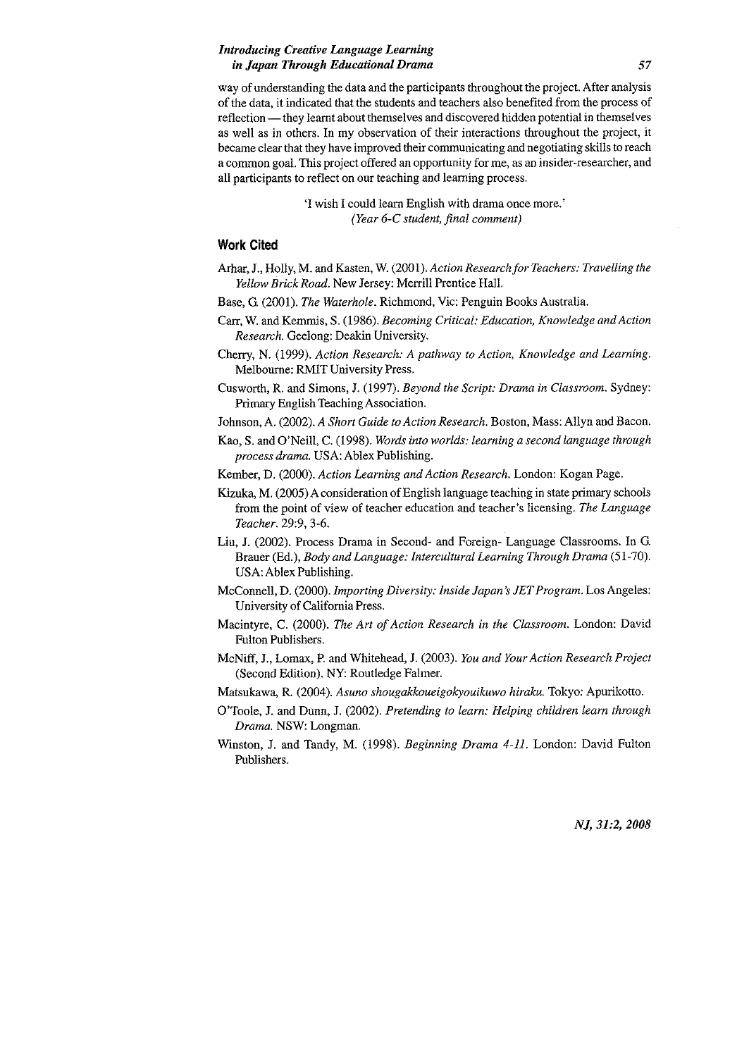way of understanding the data and the participants throughout the project. After analysis of the data, it indicated that the students and teachers also benefited from the process of reflection — they learnt about themselves and discovered hidden potential in themselves as well as in others. In my observation of their interactions throughout the project, it became clear that they have improved their communicating and negotiating skills to reach a common goal. This project offered an opportunity for me, as an insider-researcher, and all participants to reflect on our teaching and learning process.

> 'I wish I could learn English with drama once more.'
> *(Year 6-C student, final comment)*

## Work Cited

Arhar, J., Holly, M. and Kasten, W. (2001). *Action Research for Teachers: Travelling the Yellow Brick Road.* New Jersey: Merrill Prentice Hall.

Base, G. (2001). *The Waterhole.* Richmond, Vic: Penguin Books Australia.

Carr, W. and Kemmis, S. (1986). *Becoming Critical: Education, Knowledge and Action Research.* Geelong: Deakin University.

Cherry, N. (1999). *Action Research: A pathway to Action, Knowledge and Learning.* Melbourne: RMIT University Press.

Cusworth, R. and Simons, J. (1997). *Beyond the Script: Drama in Classroom.* Sydney: Primary English Teaching Association.

Johnson, A. (2002). *A Short Guide to Action Research.* Boston, Mass: Allyn and Bacon.

Kao, S. and O'Neill, C. (1998). *Words into worlds: learning a second language through process drama.* USA: Ablex Publishing.

Kember, D. (2000). *Action Learning and Action Research.* London: Kogan Page.

Kizuka, M. (2005) A consideration of English language teaching in state primary schools from the point of view of teacher education and teacher's licensing. *The Language Teacher.* 29:9, 3-6.

Liu, J. (2002). Process Drama in Second- and Foreign- Language Classrooms. In G. Brauer (Ed.), *Body and Language: Intercultural Learning Through Drama* (51-70). USA: Ablex Publishing.

McConnell, D. (2000). *Importing Diversity: Inside Japan's JET Program.* Los Angeles: University of California Press.

Macintyre, C. (2000). *The Art of Action Research in the Classroom.* London: David Fulton Publishers.

McNiff, J., Lomax, P. and Whitehead, J. (2003). *You and Your Action Research Project* (Second Edition). NY: Routledge Falmer.

Matsukawa, R. (2004). *Asuno shougakkoueigokyouikuwo hiraku.* Tokyo: Apurikotto.

O'Toole, J. and Dunn, J. (2002). *Pretending to learn: Helping children learn through Drama.* NSW: Longman.

Winston, J. and Tandy, M. (1998). *Beginning Drama 4-11.* London: David Fulton Publishers.